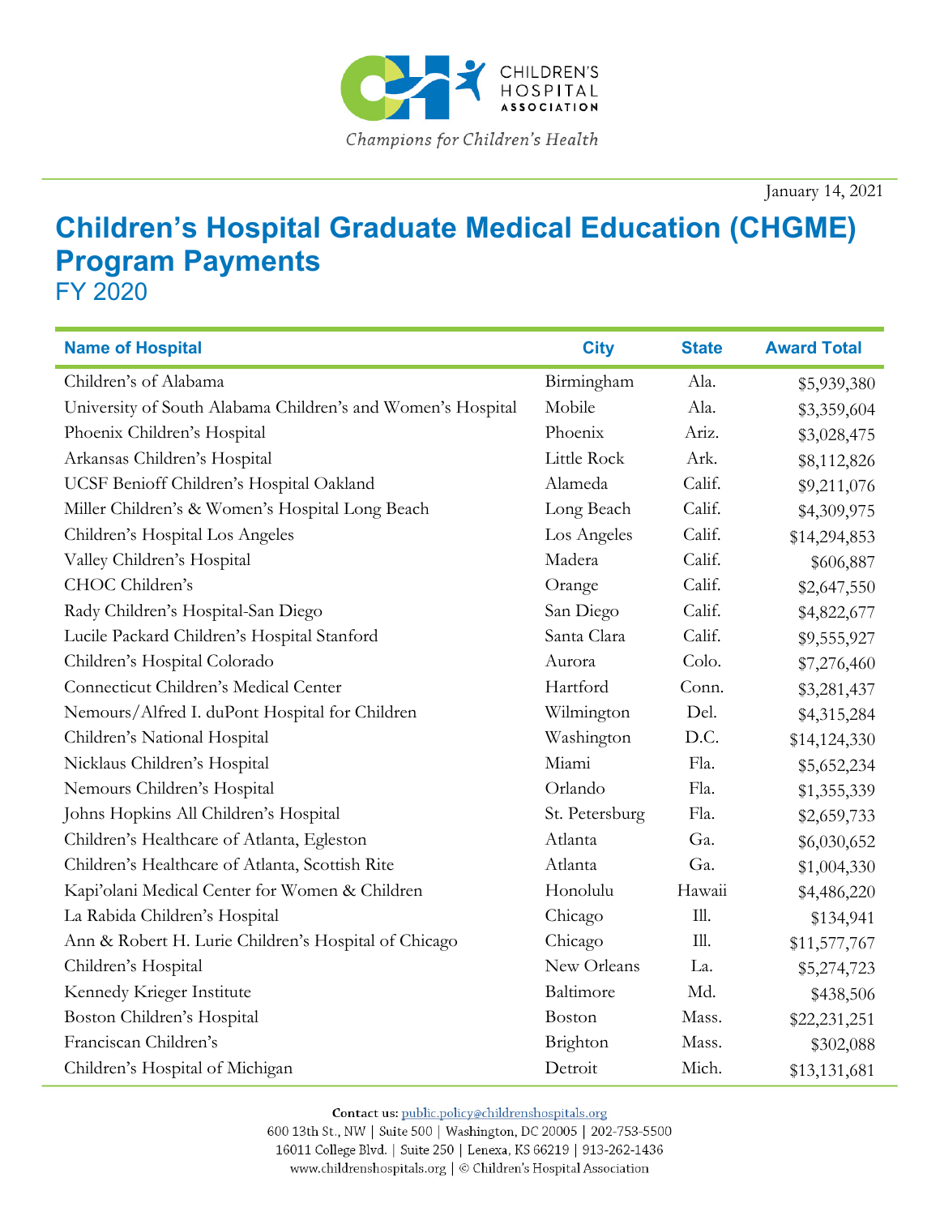Children's Hospital Association

*Champions for Children's Health*

January 14, 2021

# Children's Hospital Graduate Medical Education (CHGME) Program Payments

## FY 2020

| Name of Hospital | City | State | Award Total |
|---|---|---|---|
| Children's of Alabama | Birmingham | Ala. | $5,939,380 |
| University of South Alabama Children's and Women's Hospital | Mobile | Ala. | $3,359,604 |
| Phoenix Children's Hospital | Phoenix | Ariz. | $3,028,475 |
| Arkansas Children's Hospital | Little Rock | Ark. | $8,112,826 |
| UCSF Benioff Children's Hospital Oakland | Alameda | Calif. | $9,211,076 |
| Miller Children's & Women's Hospital Long Beach | Long Beach | Calif. | $4,309,975 |
| Children's Hospital Los Angeles | Los Angeles | Calif. | $14,294,853 |
| Valley Children's Hospital | Madera | Calif. | $606,887 |
| CHOC Children's | Orange | Calif. | $2,647,550 |
| Rady Children's Hospital-San Diego | San Diego | Calif. | $4,822,677 |
| Lucile Packard Children's Hospital Stanford | Santa Clara | Calif. | $9,555,927 |
| Children's Hospital Colorado | Aurora | Colo. | $7,276,460 |
| Connecticut Children's Medical Center | Hartford | Conn. | $3,281,437 |
| Nemours/Alfred I. duPont Hospital for Children | Wilmington | Del. | $4,315,284 |
| Children's National Hospital | Washington | D.C. | $14,124,330 |
| Nicklaus Children's Hospital | Miami | Fla. | $5,652,234 |
| Nemours Children's Hospital | Orlando | Fla. | $1,355,339 |
| Johns Hopkins All Children's Hospital | St. Petersburg | Fla. | $2,659,733 |
| Children's Healthcare of Atlanta, Egleston | Atlanta | Ga. | $6,030,652 |
| Children's Healthcare of Atlanta, Scottish Rite | Atlanta | Ga. | $1,004,330 |
| Kapi'olani Medical Center for Women & Children | Honolulu | Hawaii | $4,486,220 |
| La Rabida Children's Hospital | Chicago | Ill. | $134,941 |
| Ann & Robert H. Lurie Children's Hospital of Chicago | Chicago | Ill. | $11,577,767 |
| Children's Hospital | New Orleans | La. | $5,274,723 |
| Kennedy Krieger Institute | Baltimore | Md. | $438,506 |
| Boston Children's Hospital | Boston | Mass. | $22,231,251 |
| Franciscan Children's | Brighton | Mass. | $302,088 |
| Children's Hospital of Michigan | Detroit | Mich. | $13,131,681 |

**Contact us:** public.policy@childrenshospitals.org
600 13th St., NW | Suite 500 | Washington, DC 20005 | 202-753-5500
16011 College Blvd. | Suite 250 | Lenexa, KS 66219 | 913-262-1436
www.childrenshospitals.org | © Children's Hospital Association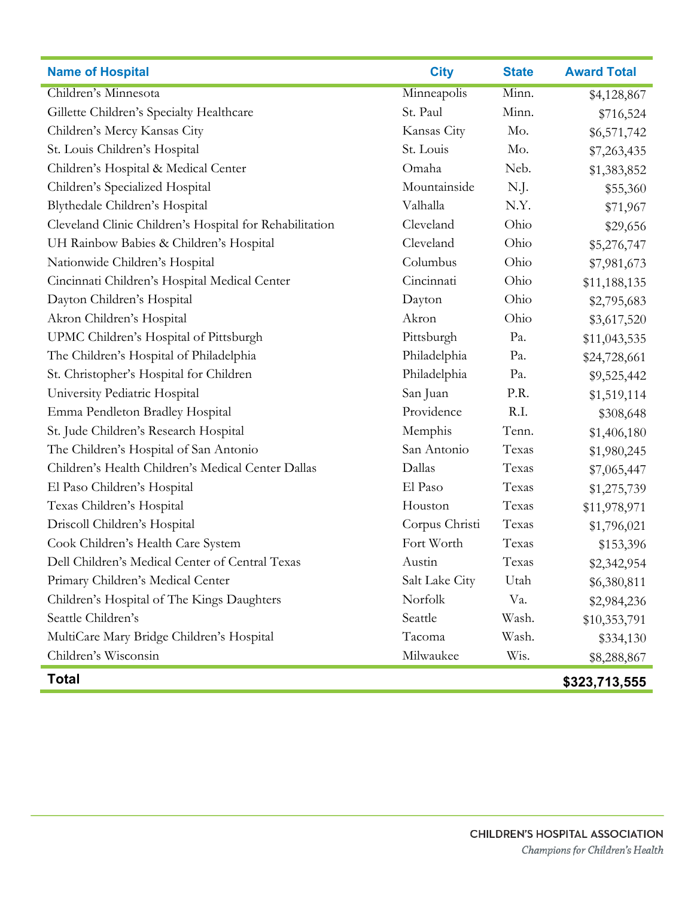| Name of Hospital | City | State | Award Total |
|---|---|---|---|
| Children's Minnesota | Minneapolis | Minn. | $4,128,867 |
| Gillette Children's Specialty Healthcare | St. Paul | Minn. | $716,524 |
| Children's Mercy Kansas City | Kansas City | Mo. | $6,571,742 |
| St. Louis Children's Hospital | St. Louis | Mo. | $7,263,435 |
| Children's Hospital & Medical Center | Omaha | Neb. | $1,383,852 |
| Children's Specialized Hospital | Mountainside | N.J. | $55,360 |
| Blythedale Children's Hospital | Valhalla | N.Y. | $71,967 |
| Cleveland Clinic Children's Hospital for Rehabilitation | Cleveland | Ohio | $29,656 |
| UH Rainbow Babies & Children's Hospital | Cleveland | Ohio | $5,276,747 |
| Nationwide Children's Hospital | Columbus | Ohio | $7,981,673 |
| Cincinnati Children's Hospital Medical Center | Cincinnati | Ohio | $11,188,135 |
| Dayton Children's Hospital | Dayton | Ohio | $2,795,683 |
| Akron Children's Hospital | Akron | Ohio | $3,617,520 |
| UPMC Children's Hospital of Pittsburgh | Pittsburgh | Pa. | $11,043,535 |
| The Children's Hospital of Philadelphia | Philadelphia | Pa. | $24,728,661 |
| St. Christopher's Hospital for Children | Philadelphia | Pa. | $9,525,442 |
| University Pediatric Hospital | San Juan | P.R. | $1,519,114 |
| Emma Pendleton Bradley Hospital | Providence | R.I. | $308,648 |
| St. Jude Children's Research Hospital | Memphis | Tenn. | $1,406,180 |
| The Children's Hospital of San Antonio | San Antonio | Texas | $1,980,245 |
| Children's Health Children's Medical Center Dallas | Dallas | Texas | $7,065,447 |
| El Paso Children's Hospital | El Paso | Texas | $1,275,739 |
| Texas Children's Hospital | Houston | Texas | $11,978,971 |
| Driscoll Children's Hospital | Corpus Christi | Texas | $1,796,021 |
| Cook Children's Health Care System | Fort Worth | Texas | $153,396 |
| Dell Children's Medical Center of Central Texas | Austin | Texas | $2,342,954 |
| Primary Children's Medical Center | Salt Lake City | Utah | $6,380,811 |
| Children's Hospital of The Kings Daughters | Norfolk | Va. | $2,984,236 |
| Seattle Children's | Seattle | Wash. | $10,353,791 |
| MultiCare Mary Bridge Children's Hospital | Tacoma | Wash. | $334,130 |
| Children's Wisconsin | Milwaukee | Wis. | $8,288,867 |
| **Total** | | | **$323,713,555** |

CHILDREN'S HOSPITAL ASSOCIATION
*Champions for Children's Health*